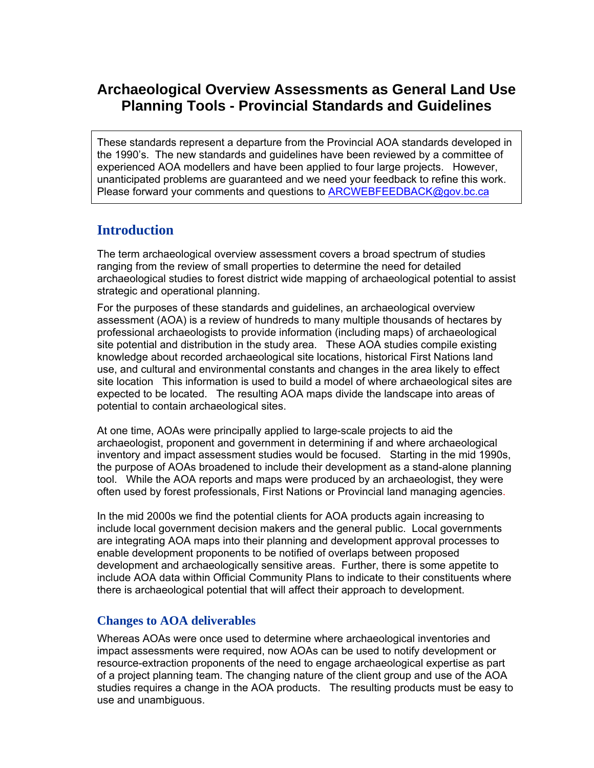# Archaeological Overview Assessments as General Land Use Planning Tools - Provincial Standards and Guidelines

These standards represent a departure from the Provincial AOA standards developed in the 1990's. The new standards and guidelines have been reviewed by a committee of experienced AOA modellers and have been applied to four large projects. However, unanticipated problems are guaranteed and we need your feedback to refine this work. Please forward your comments and questions to ARCWEBFEEDBACK@gov.bc.ca

## Introduction

The term archaeological overview assessment covers a broad spectrum of studies ranging from the review of small properties to determine the need for detailed archaeological studies to forest district wide mapping of archaeological potential to assist strategic and operational planning.

For the purposes of these standards and guidelines, an archaeological overview assessment (AOA) is a review of hundreds to many multiple thousands of hectares by professional archaeologists to provide information (including maps) of archaeological site potential and distribution in the study area. These AOA studies compile existing knowledge about recorded archaeological site locations, historical First Nations land use, and cultural and environmental constants and changes in the area likely to effect site location This information is used to build a model of where archaeological sites are expected to be located. The resulting AOA maps divide the landscape into areas of potential to contain archaeological sites.

At one time, AOAs were principally applied to large-scale projects to aid the archaeologist, proponent and government in determining if and where archaeological inventory and impact assessment studies would be focused. Starting in the mid 1990s, the purpose of AOAs broadened to include their development as a stand-alone planning tool. While the AOA reports and maps were produced by an archaeologist, they were often used by forest professionals, First Nations or Provincial land managing agencies.

In the mid 2000s we find the potential clients for AOA products again increasing to include local government decision makers and the general public. Local governments are integrating AOA maps into their planning and development approval processes to enable development proponents to be notified of overlaps between proposed development and archaeologically sensitive areas. Further, there is some appetite to include AOA data within Official Community Plans to indicate to their constituents where there is archaeological potential that will affect their approach to development.

### Changes to AOA deliverables

Whereas AOAs were once used to determine where archaeological inventories and impact assessments were required, now AOAs can be used to notify development or resource-extraction proponents of the need to engage archaeological expertise as part of a project planning team. The changing nature of the client group and use of the AOA studies requires a change in the AOA products. The resulting products must be easy to use and unambiguous.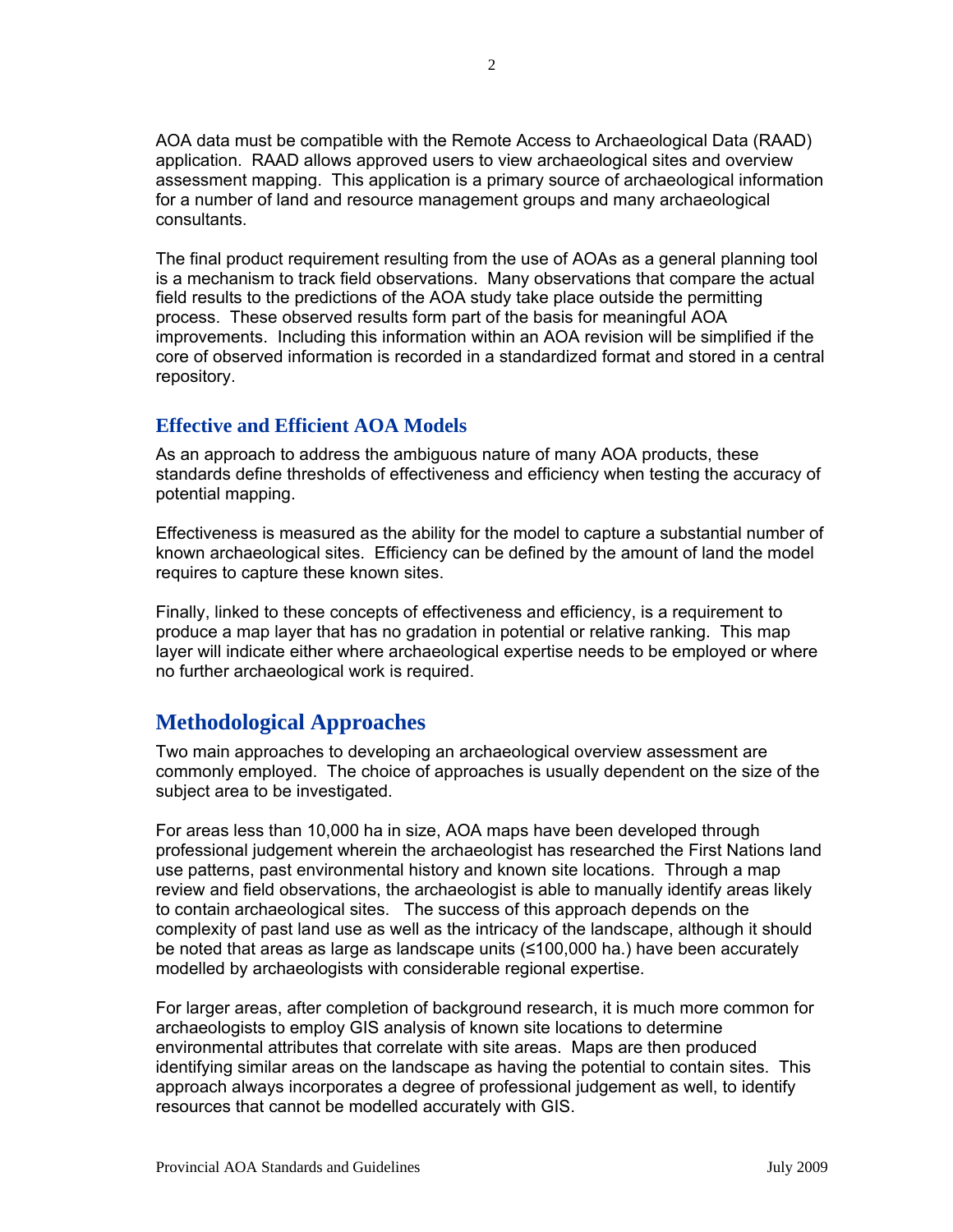AOA data must be compatible with the Remote Access to Archaeological Data (RAAD) application. RAAD allows approved users to view archaeological sites and overview assessment mapping. This application is a primary source of archaeological information for a number of land and resource management groups and many archaeological consultants.

The final product requirement resulting from the use of AOAs as a general planning tool is a mechanism to track field observations. Many observations that compare the actual field results to the predictions of the AOA study take place outside the permitting process. These observed results form part of the basis for meaningful AOA improvements. Including this information within an AOA revision will be simplified if the core of observed information is recorded in a standardized format and stored in a central repository.

### Effective and Efficient AOA Models

As an approach to address the ambiguous nature of many AOA products, these standards define thresholds of effectiveness and efficiency when testing the accuracy of potential mapping.

Effectiveness is measured as the ability for the model to capture a substantial number of known archaeological sites. Efficiency can be defined by the amount of land the model requires to capture these known sites.

Finally, linked to these concepts of effectiveness and efficiency, is a requirement to produce a map layer that has no gradation in potential or relative ranking. This map layer will indicate either where archaeological expertise needs to be employed or where no further archaeological work is required.

## Methodological Approaches

Two main approaches to developing an archaeological overview assessment are commonly employed. The choice of approaches is usually dependent on the size of the subject area to be investigated.

For areas less than 10,000 ha in size, AOA maps have been developed through professional judgement wherein the archaeologist has researched the First Nations land use patterns, past environmental history and known site locations. Through a map review and field observations, the archaeologist is able to manually identify areas likely to contain archaeological sites. The success of this approach depends on the complexity of past land use as well as the intricacy of the landscape, although it should be noted that areas as large as landscape units (≤100,000 ha.) have been accurately modelled by archaeologists with considerable regional expertise.

For larger areas, after completion of background research, it is much more common for archaeologists to employ GIS analysis of known site locations to determine environmental attributes that correlate with site areas. Maps are then produced identifying similar areas on the landscape as having the potential to contain sites. This approach always incorporates a degree of professional judgement as well, to identify resources that cannot be modelled accurately with GIS.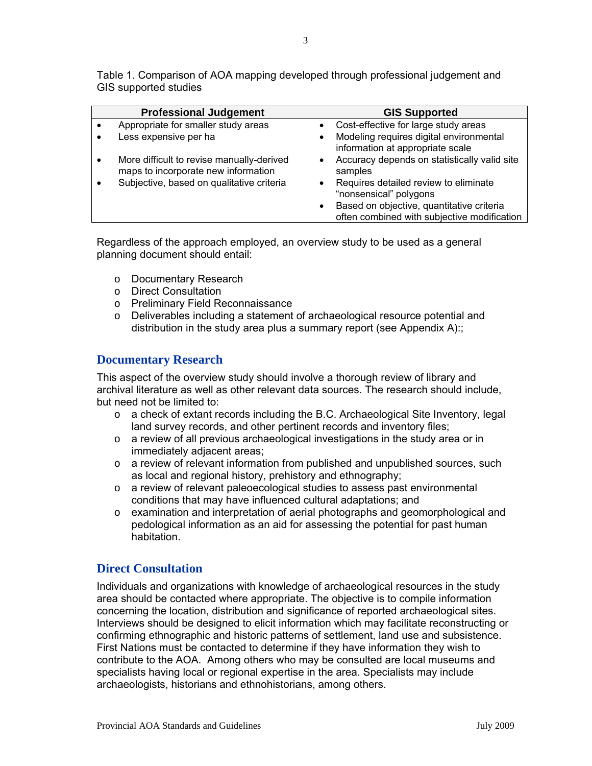Table 1. Comparison of AOA mapping developed through professional judgement and GIS supported studies

| Professional Judgement | GIS Supported |
|---|---|
| • Appropriate for smaller study areas | • Cost-effective for large study areas |
| • Less expensive per ha | • Modeling requires digital environmental information at appropriate scale |
| • More difficult to revise manually-derived maps to incorporate new information | • Accuracy depends on statistically valid site samples |
| • Subjective, based on qualitative criteria | • Requires detailed review to eliminate "nonsensical" polygons |
| | • Based on objective, quantitative criteria often combined with subjective modification |

Regardless of the approach employed, an overview study to be used as a general planning document should entail:

- Documentary Research
- Direct Consultation
- Preliminary Field Reconnaissance
- Deliverables including a statement of archaeological resource potential and distribution in the study area plus a summary report (see Appendix A):;

## Documentary Research

This aspect of the overview study should involve a thorough review of library and archival literature as well as other relevant data sources. The research should include, but need not be limited to:

- a check of extant records including the B.C. Archaeological Site Inventory, legal land survey records, and other pertinent records and inventory files;
- a review of all previous archaeological investigations in the study area or in immediately adjacent areas;
- a review of relevant information from published and unpublished sources, such as local and regional history, prehistory and ethnography;
- a review of relevant paleoecological studies to assess past environmental conditions that may have influenced cultural adaptations; and
- examination and interpretation of aerial photographs and geomorphological and pedological information as an aid for assessing the potential for past human habitation.

## Direct Consultation

Individuals and organizations with knowledge of archaeological resources in the study area should be contacted where appropriate. The objective is to compile information concerning the location, distribution and significance of reported archaeological sites. Interviews should be designed to elicit information which may facilitate reconstructing or confirming ethnographic and historic patterns of settlement, land use and subsistence. First Nations must be contacted to determine if they have information they wish to contribute to the AOA. Among others who may be consulted are local museums and specialists having local or regional expertise in the area. Specialists may include archaeologists, historians and ethnohistorians, among others.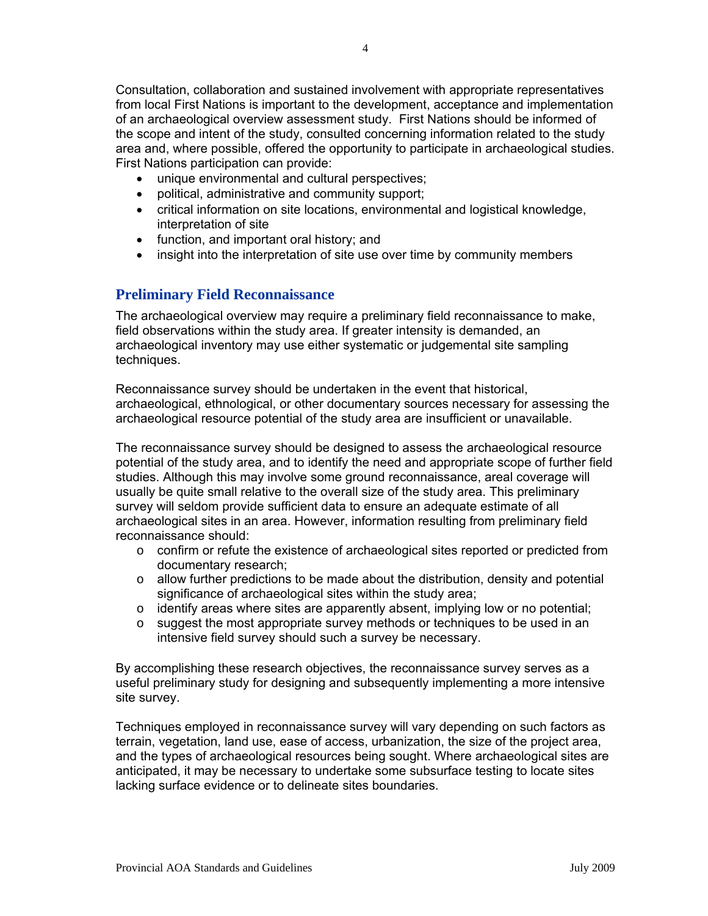Consultation, collaboration and sustained involvement with appropriate representatives from local First Nations is important to the development, acceptance and implementation of an archaeological overview assessment study. First Nations should be informed of the scope and intent of the study, consulted concerning information related to the study area and, where possible, offered the opportunity to participate in archaeological studies. First Nations participation can provide:

- unique environmental and cultural perspectives;
- political, administrative and community support;
- critical information on site locations, environmental and logistical knowledge, interpretation of site
- function, and important oral history; and
- insight into the interpretation of site use over time by community members

## Preliminary Field Reconnaissance

The archaeological overview may require a preliminary field reconnaissance to make, field observations within the study area. If greater intensity is demanded, an archaeological inventory may use either systematic or judgemental site sampling techniques.

Reconnaissance survey should be undertaken in the event that historical, archaeological, ethnological, or other documentary sources necessary for assessing the archaeological resource potential of the study area are insufficient or unavailable.

The reconnaissance survey should be designed to assess the archaeological resource potential of the study area, and to identify the need and appropriate scope of further field studies. Although this may involve some ground reconnaissance, areal coverage will usually be quite small relative to the overall size of the study area. This preliminary survey will seldom provide sufficient data to ensure an adequate estimate of all archaeological sites in an area. However, information resulting from preliminary field reconnaissance should:

- confirm or refute the existence of archaeological sites reported or predicted from documentary research;
- allow further predictions to be made about the distribution, density and potential significance of archaeological sites within the study area;
- identify areas where sites are apparently absent, implying low or no potential;
- suggest the most appropriate survey methods or techniques to be used in an intensive field survey should such a survey be necessary.

By accomplishing these research objectives, the reconnaissance survey serves as a useful preliminary study for designing and subsequently implementing a more intensive site survey.

Techniques employed in reconnaissance survey will vary depending on such factors as terrain, vegetation, land use, ease of access, urbanization, the size of the project area, and the types of archaeological resources being sought. Where archaeological sites are anticipated, it may be necessary to undertake some subsurface testing to locate sites lacking surface evidence or to delineate sites boundaries.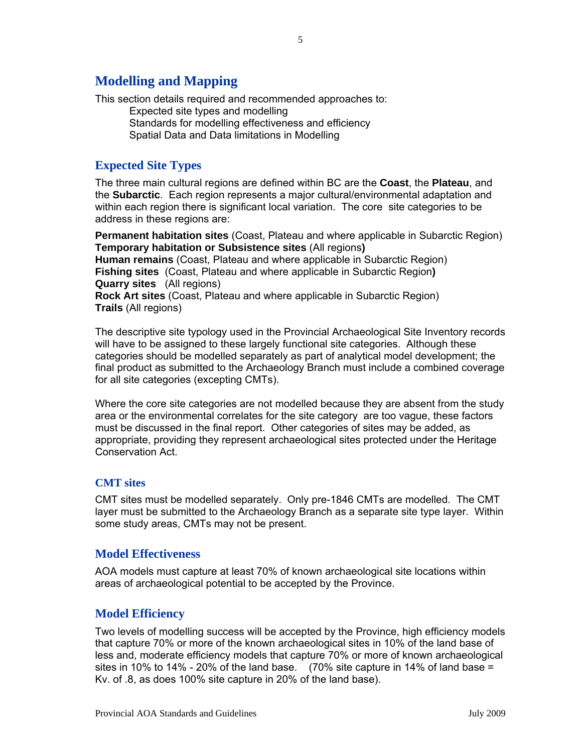## Modelling and Mapping

This section details required and recommended approaches to:

- Expected site types and modelling
- Standards for modelling effectiveness and efficiency
- Spatial Data and Data limitations in Modelling

### Expected Site Types

The three main cultural regions are defined within BC are the **Coast**, the **Plateau**, and the **Subarctic**. Each region represents a major cultural/environmental adaptation and within each region there is significant local variation. The core site categories to be address in these regions are:

**Permanent habitation sites** (Coast, Plateau and where applicable in Subarctic Region)
**Temporary habitation or Subsistence sites** (All regions**)**
**Human remains** (Coast, Plateau and where applicable in Subarctic Region)
**Fishing sites** (Coast, Plateau and where applicable in Subarctic Region**)**
**Quarry sites** (All regions)
**Rock Art sites** (Coast, Plateau and where applicable in Subarctic Region)
**Trails** (All regions)

The descriptive site typology used in the Provincial Archaeological Site Inventory records will have to be assigned to these largely functional site categories. Although these categories should be modelled separately as part of analytical model development; the final product as submitted to the Archaeology Branch must include a combined coverage for all site categories (excepting CMTs).

Where the core site categories are not modelled because they are absent from the study area or the environmental correlates for the site category are too vague, these factors must be discussed in the final report. Other categories of sites may be added, as appropriate, providing they represent archaeological sites protected under the Heritage Conservation Act.

#### CMT sites

CMT sites must be modelled separately. Only pre-1846 CMTs are modelled. The CMT layer must be submitted to the Archaeology Branch as a separate site type layer. Within some study areas, CMTs may not be present.

### Model Effectiveness

AOA models must capture at least 70% of known archaeological site locations within areas of archaeological potential to be accepted by the Province.

### Model Efficiency

Two levels of modelling success will be accepted by the Province, high efficiency models that capture 70% or more of the known archaeological sites in 10% of the land base of less and, moderate efficiency models that capture 70% or more of known archaeological sites in 10% to 14% - 20% of the land base. (70% site capture in 14% of land base = Kv. of .8, as does 100% site capture in 20% of the land base).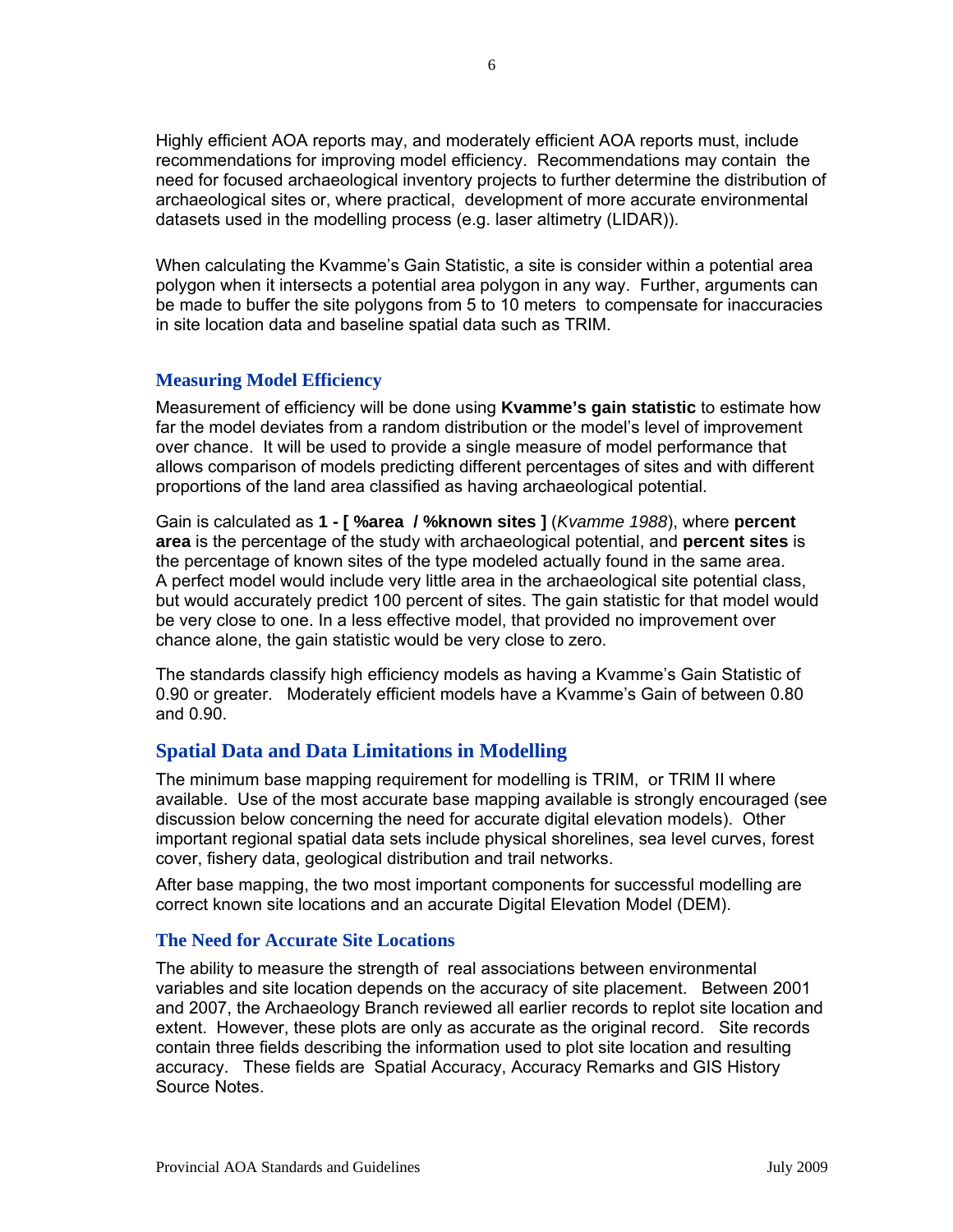Highly efficient AOA reports may, and moderately efficient AOA reports must, include recommendations for improving model efficiency. Recommendations may contain the need for focused archaeological inventory projects to further determine the distribution of archaeological sites or, where practical, development of more accurate environmental datasets used in the modelling process (e.g. laser altimetry (LIDAR)).

When calculating the Kvamme's Gain Statistic, a site is consider within a potential area polygon when it intersects a potential area polygon in any way. Further, arguments can be made to buffer the site polygons from 5 to 10 meters to compensate for inaccuracies in site location data and baseline spatial data such as TRIM.

### Measuring Model Efficiency

Measurement of efficiency will be done using **Kvamme's gain statistic** to estimate how far the model deviates from a random distribution or the model's level of improvement over chance. It will be used to provide a single measure of model performance that allows comparison of models predicting different percentages of sites and with different proportions of the land area classified as having archaeological potential.

Gain is calculated as **1 - [ %area / %known sites ]** (*Kvamme 1988*), where **percent area** is the percentage of the study with archaeological potential, and **percent sites** is the percentage of known sites of the type modeled actually found in the same area. A perfect model would include very little area in the archaeological site potential class, but would accurately predict 100 percent of sites. The gain statistic for that model would be very close to one. In a less effective model, that provided no improvement over chance alone, the gain statistic would be very close to zero.

The standards classify high efficiency models as having a Kvamme's Gain Statistic of 0.90 or greater. Moderately efficient models have a Kvamme's Gain of between 0.80 and 0.90.

## Spatial Data and Data Limitations in Modelling

The minimum base mapping requirement for modelling is TRIM, or TRIM II where available. Use of the most accurate base mapping available is strongly encouraged (see discussion below concerning the need for accurate digital elevation models). Other important regional spatial data sets include physical shorelines, sea level curves, forest cover, fishery data, geological distribution and trail networks.

After base mapping, the two most important components for successful modelling are correct known site locations and an accurate Digital Elevation Model (DEM).

### The Need for Accurate Site Locations

The ability to measure the strength of real associations between environmental variables and site location depends on the accuracy of site placement. Between 2001 and 2007, the Archaeology Branch reviewed all earlier records to replot site location and extent. However, these plots are only as accurate as the original record. Site records contain three fields describing the information used to plot site location and resulting accuracy. These fields are Spatial Accuracy, Accuracy Remarks and GIS History Source Notes.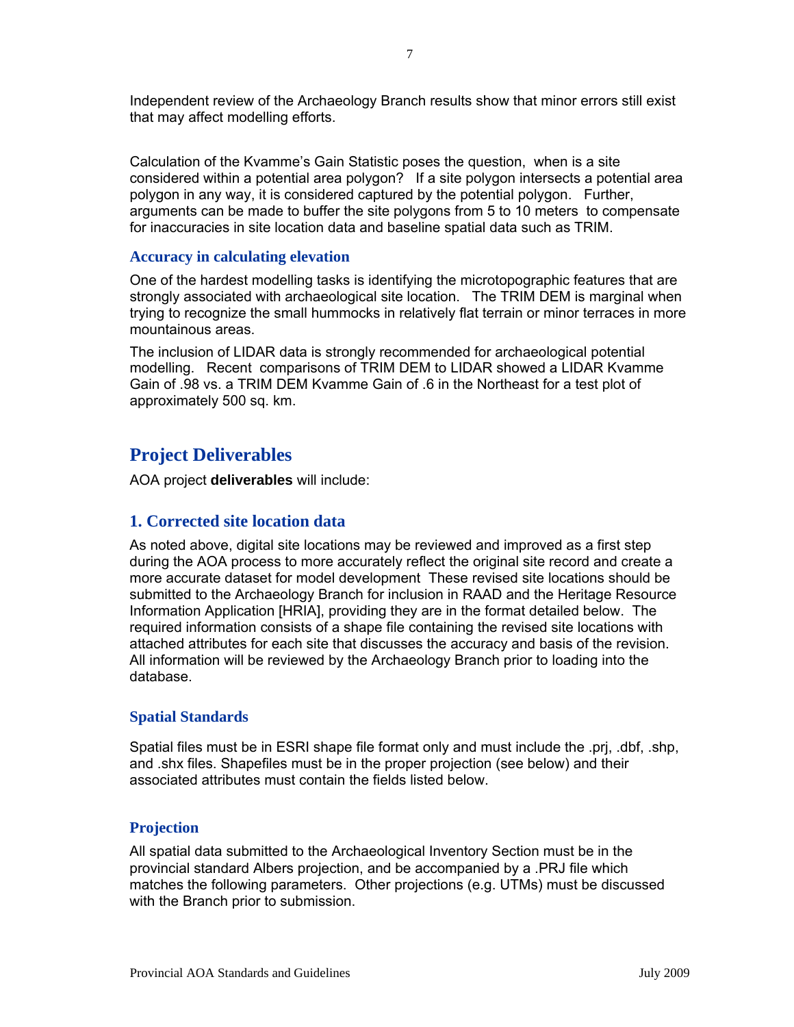Independent review of the Archaeology Branch results show that minor errors still exist that may affect modelling efforts.

Calculation of the Kvamme's Gain Statistic poses the question, when is a site considered within a potential area polygon? If a site polygon intersects a potential area polygon in any way, it is considered captured by the potential polygon. Further, arguments can be made to buffer the site polygons from 5 to 10 meters to compensate for inaccuracies in site location data and baseline spatial data such as TRIM.

### Accuracy in calculating elevation

One of the hardest modelling tasks is identifying the microtopographic features that are strongly associated with archaeological site location. The TRIM DEM is marginal when trying to recognize the small hummocks in relatively flat terrain or minor terraces in more mountainous areas.

The inclusion of LIDAR data is strongly recommended for archaeological potential modelling. Recent comparisons of TRIM DEM to LIDAR showed a LIDAR Kvamme Gain of .98 vs. a TRIM DEM Kvamme Gain of .6 in the Northeast for a test plot of approximately 500 sq. km.

## Project Deliverables

AOA project **deliverables** will include:

### 1. Corrected site location data

As noted above, digital site locations may be reviewed and improved as a first step during the AOA process to more accurately reflect the original site record and create a more accurate dataset for model development These revised site locations should be submitted to the Archaeology Branch for inclusion in RAAD and the Heritage Resource Information Application [HRIA], providing they are in the format detailed below. The required information consists of a shape file containing the revised site locations with attached attributes for each site that discusses the accuracy and basis of the revision. All information will be reviewed by the Archaeology Branch prior to loading into the database.

#### Spatial Standards

Spatial files must be in ESRI shape file format only and must include the .prj, .dbf, .shp, and .shx files. Shapefiles must be in the proper projection (see below) and their associated attributes must contain the fields listed below.

#### Projection

All spatial data submitted to the Archaeological Inventory Section must be in the provincial standard Albers projection, and be accompanied by a .PRJ file which matches the following parameters. Other projections (e.g. UTMs) must be discussed with the Branch prior to submission.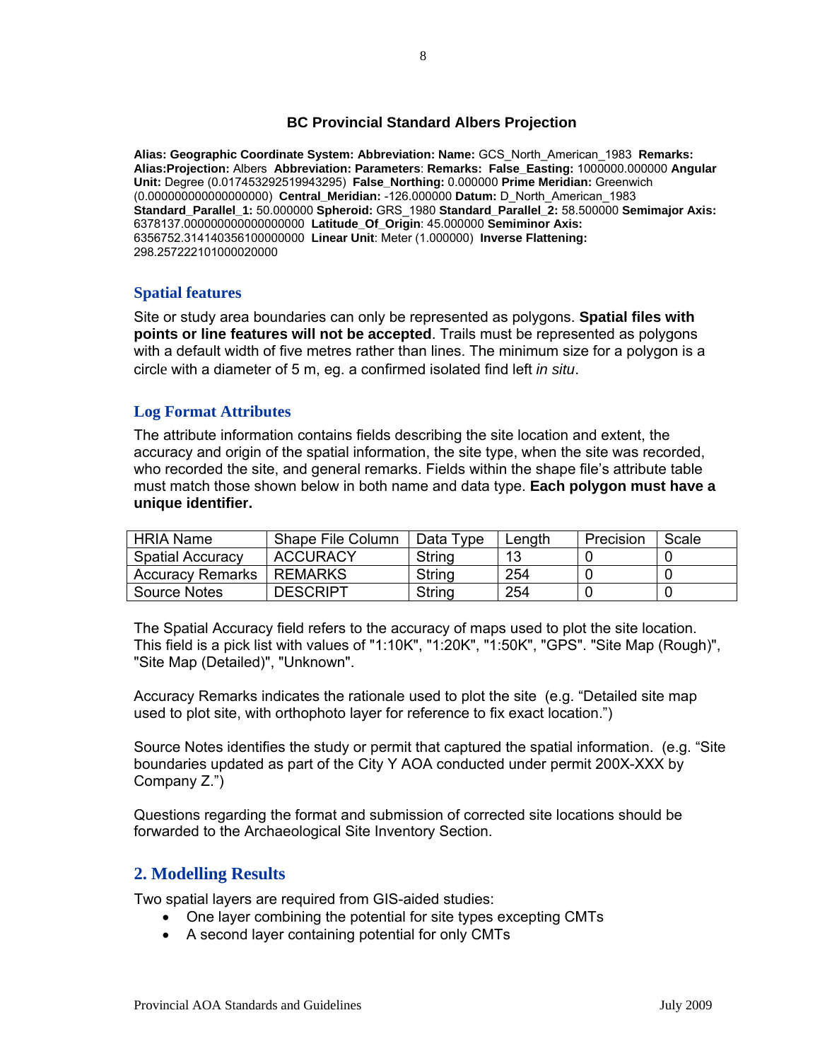**BC Provincial Standard Albers Projection**

**Alias: Geographic Coordinate System: Abbreviation: Name:** GCS_North_American_1983 **Remarks: Alias:Projection:** Albers **Abbreviation: Parameters**: **Remarks: False_Easting:** 1000000.000000 **Angular Unit:** Degree (0.017453292519943295) **False_Northing:** 0.000000 **Prime Meridian:** Greenwich (0.000000000000000000) **Central_Meridian:** -126.000000 **Datum:** D_North_American_1983 **Standard_Parallel_1:** 50.000000 **Spheroid:** GRS_1980 **Standard_Parallel_2:** 58.500000 **Semimajor Axis:** 6378137.000000000000000000 **Latitude_Of_Origin**: 45.000000 **Semiminor Axis:** 6356752.314140356100000000 **Linear Unit**: Meter (1.000000) **Inverse Flattening:** 298.257222101000020000

## Spatial features

Site or study area boundaries can only be represented as polygons. **Spatial files with points or line features will not be accepted**. Trails must be represented as polygons with a default width of five metres rather than lines. The minimum size for a polygon is a circle with a diameter of 5 m, eg. a confirmed isolated find left *in situ*.

## Log Format Attributes

The attribute information contains fields describing the site location and extent, the accuracy and origin of the spatial information, the site type, when the site was recorded, who recorded the site, and general remarks. Fields within the shape file's attribute table must match those shown below in both name and data type. **Each polygon must have a unique identifier.**

| HRIA Name | Shape File Column | Data Type | Length | Precision | Scale |
|---|---|---|---|---|---|
| Spatial Accuracy | ACCURACY | String | 13 | 0 | 0 |
| Accuracy Remarks | REMARKS | String | 254 | 0 | 0 |
| Source Notes | DESCRIPT | String | 254 | 0 | 0 |

The Spatial Accuracy field refers to the accuracy of maps used to plot the site location. This field is a pick list with values of "1:10K", "1:20K", "1:50K", "GPS". "Site Map (Rough)", "Site Map (Detailed)", "Unknown".

Accuracy Remarks indicates the rationale used to plot the site (e.g. "Detailed site map used to plot site, with orthophoto layer for reference to fix exact location.")

Source Notes identifies the study or permit that captured the spatial information. (e.g. "Site boundaries updated as part of the City Y AOA conducted under permit 200X-XXX by Company Z.")

Questions regarding the format and submission of corrected site locations should be forwarded to the Archaeological Site Inventory Section.

## 2. Modelling Results

Two spatial layers are required from GIS-aided studies:

- One layer combining the potential for site types excepting CMTs
- A second layer containing potential for only CMTs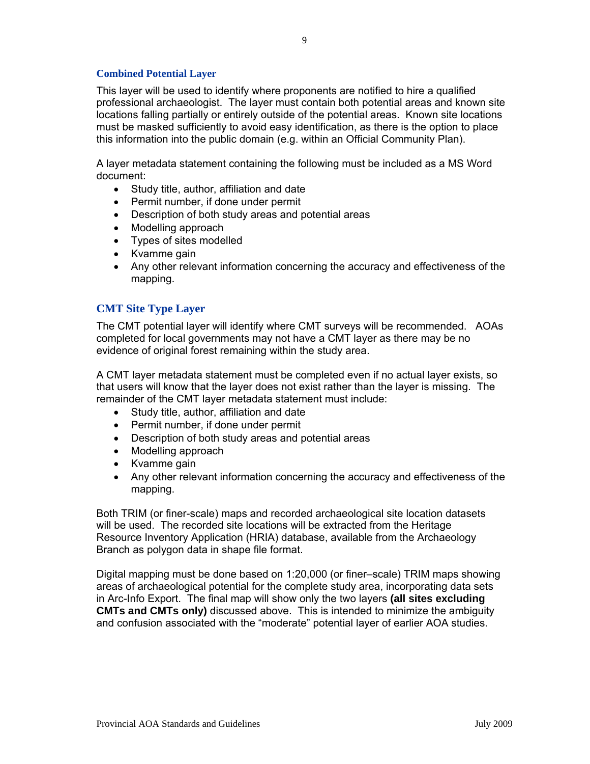### Combined Potential Layer

This layer will be used to identify where proponents are notified to hire a qualified professional archaeologist. The layer must contain both potential areas and known site locations falling partially or entirely outside of the potential areas. Known site locations must be masked sufficiently to avoid easy identification, as there is the option to place this information into the public domain (e.g. within an Official Community Plan).

A layer metadata statement containing the following must be included as a MS Word document:

- Study title, author, affiliation and date
- Permit number, if done under permit
- Description of both study areas and potential areas
- Modelling approach
- Types of sites modelled
- Kvamme gain
- Any other relevant information concerning the accuracy and effectiveness of the mapping.

### CMT Site Type Layer

The CMT potential layer will identify where CMT surveys will be recommended. AOAs completed for local governments may not have a CMT layer as there may be no evidence of original forest remaining within the study area.

A CMT layer metadata statement must be completed even if no actual layer exists, so that users will know that the layer does not exist rather than the layer is missing. The remainder of the CMT layer metadata statement must include:

- Study title, author, affiliation and date
- Permit number, if done under permit
- Description of both study areas and potential areas
- Modelling approach
- Kvamme gain
- Any other relevant information concerning the accuracy and effectiveness of the mapping.

Both TRIM (or finer-scale) maps and recorded archaeological site location datasets will be used. The recorded site locations will be extracted from the Heritage Resource Inventory Application (HRIA) database, available from the Archaeology Branch as polygon data in shape file format.

Digital mapping must be done based on 1:20,000 (or finer–scale) TRIM maps showing areas of archaeological potential for the complete study area, incorporating data sets in Arc-Info Export. The final map will show only the two layers **(all sites excluding CMTs and CMTs only)** discussed above. This is intended to minimize the ambiguity and confusion associated with the “moderate” potential layer of earlier AOA studies.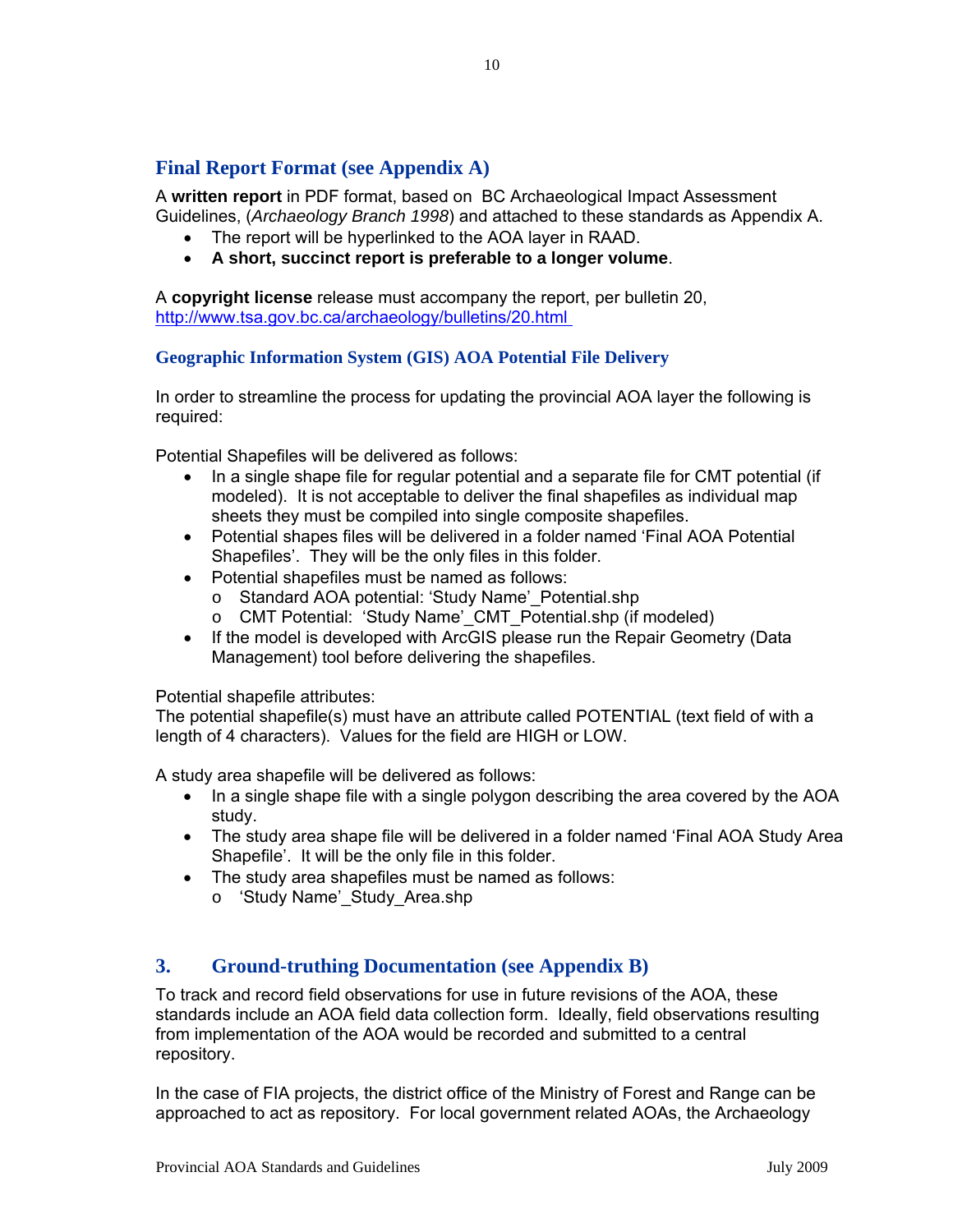## Final Report Format (see Appendix A)

A **written report** in PDF format, based on BC Archaeological Impact Assessment Guidelines, (*Archaeology Branch 1998*) and attached to these standards as Appendix A.

- The report will be hyperlinked to the AOA layer in RAAD.
- **A short, succinct report is preferable to a longer volume**.

A **copyright license** release must accompany the report, per bulletin 20, http://www.tsa.gov.bc.ca/archaeology/bulletins/20.html

### Geographic Information System (GIS) AOA Potential File Delivery

In order to streamline the process for updating the provincial AOA layer the following is required:

Potential Shapefiles will be delivered as follows:

- In a single shape file for regular potential and a separate file for CMT potential (if modeled). It is not acceptable to deliver the final shapefiles as individual map sheets they must be compiled into single composite shapefiles.
- Potential shapes files will be delivered in a folder named 'Final AOA Potential Shapefiles'. They will be the only files in this folder.
- Potential shapefiles must be named as follows:
  - Standard AOA potential: 'Study Name'_Potential.shp
  - CMT Potential: 'Study Name'_CMT_Potential.shp (if modeled)
- If the model is developed with ArcGIS please run the Repair Geometry (Data Management) tool before delivering the shapefiles.

Potential shapefile attributes:
The potential shapefile(s) must have an attribute called POTENTIAL (text field of with a length of 4 characters). Values for the field are HIGH or LOW.

A study area shapefile will be delivered as follows:

- In a single shape file with a single polygon describing the area covered by the AOA study.
- The study area shape file will be delivered in a folder named 'Final AOA Study Area Shapefile'. It will be the only file in this folder.
- The study area shapefiles must be named as follows:
  - 'Study Name'_Study_Area.shp

## 3. Ground-truthing Documentation (see Appendix B)

To track and record field observations for use in future revisions of the AOA, these standards include an AOA field data collection form. Ideally, field observations resulting from implementation of the AOA would be recorded and submitted to a central repository.

In the case of FIA projects, the district office of the Ministry of Forest and Range can be approached to act as repository. For local government related AOAs, the Archaeology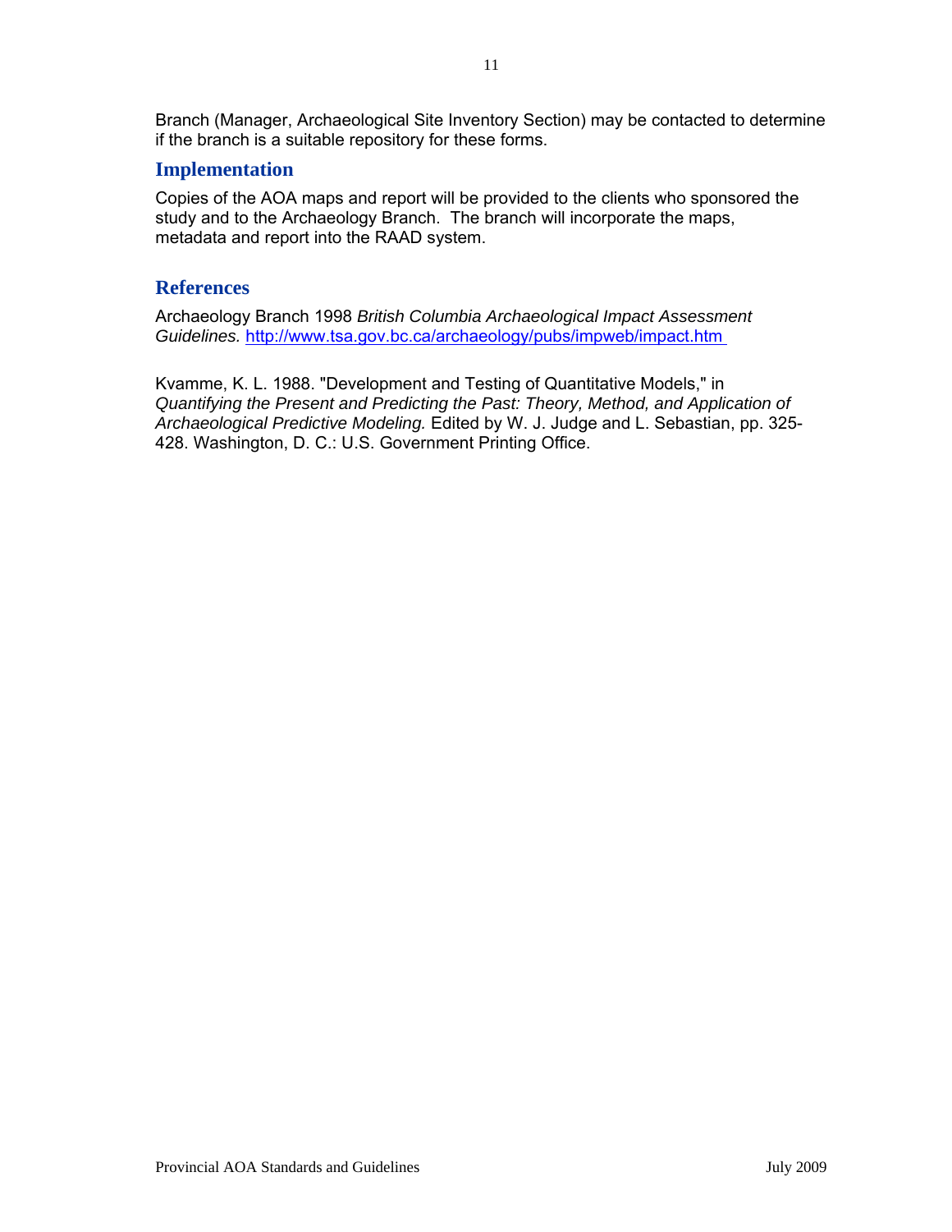Branch (Manager, Archaeological Site Inventory Section) may be contacted to determine if the branch is a suitable repository for these forms.

## Implementation

Copies of the AOA maps and report will be provided to the clients who sponsored the study and to the Archaeology Branch. The branch will incorporate the maps, metadata and report into the RAAD system.

## References

Archaeology Branch 1998 *British Columbia Archaeological Impact Assessment Guidelines.* http://www.tsa.gov.bc.ca/archaeology/pubs/impweb/impact.htm

Kvamme, K. L. 1988. "Development and Testing of Quantitative Models," in *Quantifying the Present and Predicting the Past: Theory, Method, and Application of Archaeological Predictive Modeling.* Edited by W. J. Judge and L. Sebastian, pp. 325-428. Washington, D. C.: U.S. Government Printing Office.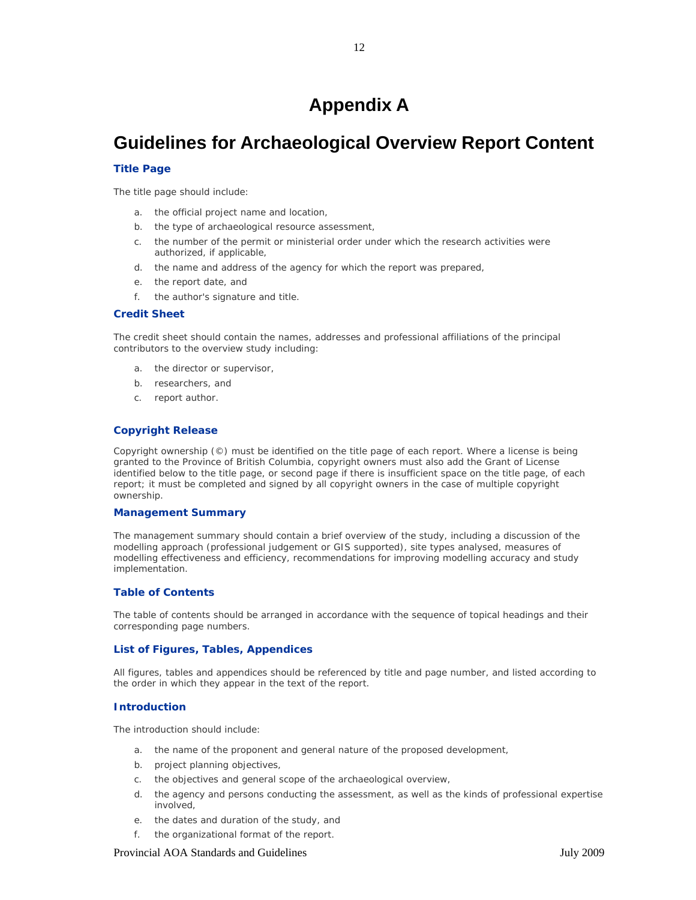# Appendix A

# Guidelines for Archaeological Overview Report Content

### Title Page

The title page should include:

a. the official project name and location,
b. the type of archaeological resource assessment,
c. the number of the permit or ministerial order under which the research activities were authorized, if applicable,
d. the name and address of the agency for which the report was prepared,
e. the report date, and
f. the author's signature and title.

### Credit Sheet

The credit sheet should contain the names, addresses and professional affiliations of the principal contributors to the overview study including:

a. the director or supervisor,
b. researchers, and
c. report author.

### Copyright Release

Copyright ownership (©) must be identified on the title page of each report. Where a license is being granted to the Province of British Columbia, copyright owners must also add the Grant of License identified below to the title page, or second page if there is insufficient space on the title page, of each report; it must be completed and signed by all copyright owners in the case of multiple copyright ownership.

### Management Summary

The management summary should contain a brief overview of the study, including a discussion of the modelling approach (professional judgement or GIS supported), site types analysed, measures of modelling effectiveness and efficiency, recommendations for improving modelling accuracy and study implementation.

### Table of Contents

The table of contents should be arranged in accordance with the sequence of topical headings and their corresponding page numbers.

### List of Figures, Tables, Appendices

All figures, tables and appendices should be referenced by title and page number, and listed according to the order in which they appear in the text of the report.

### Introduction

The introduction should include:

a. the name of the proponent and general nature of the proposed development,
b. project planning objectives,
c. the objectives and general scope of the archaeological overview,
d. the agency and persons conducting the assessment, as well as the kinds of professional expertise involved,
e. the dates and duration of the study, and
f. the organizational format of the report.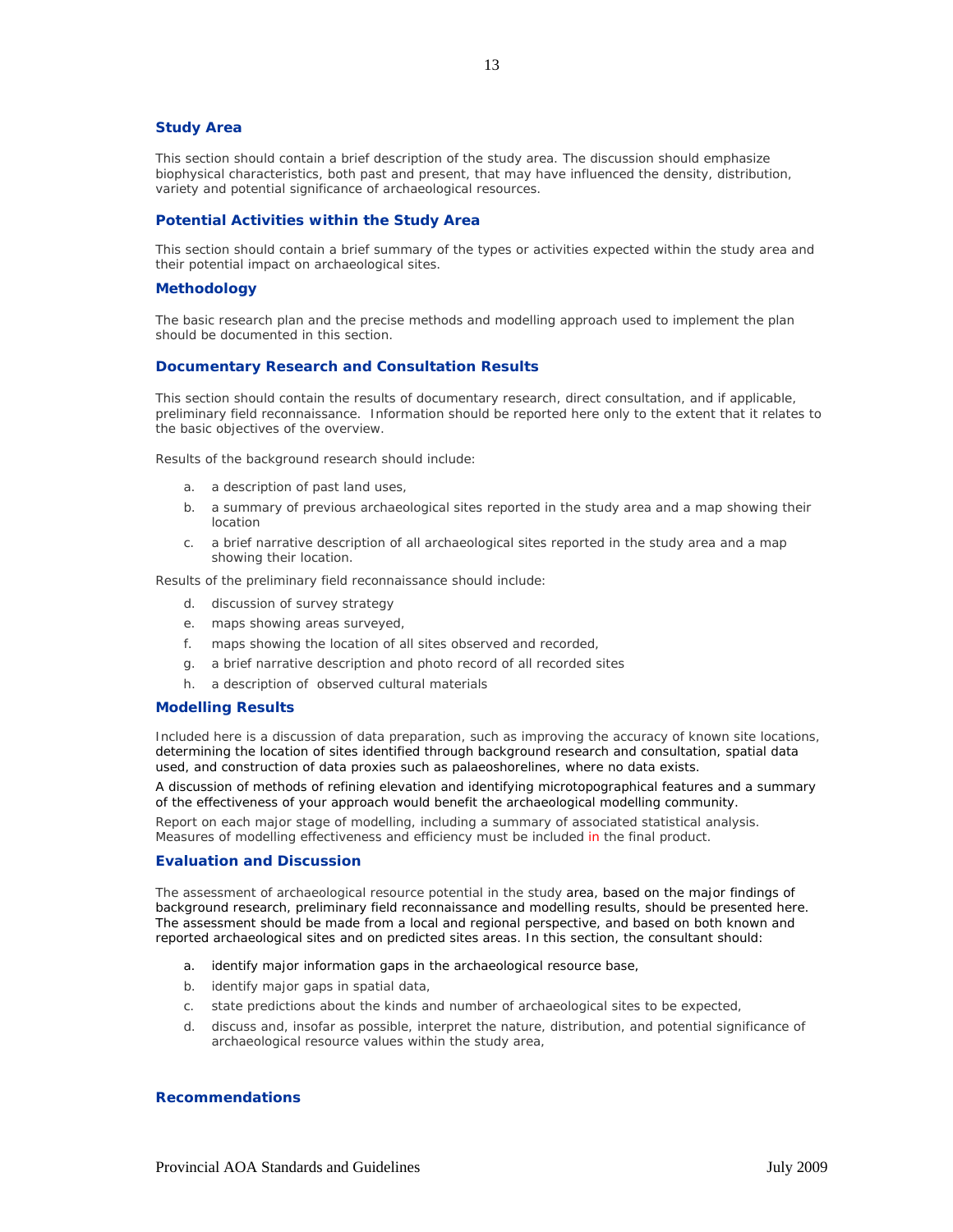## Study Area

This section should contain a brief description of the study area. The discussion should emphasize biophysical characteristics, both past and present, that may have influenced the density, distribution, variety and potential significance of archaeological resources.

## Potential Activities within the Study Area

This section should contain a brief summary of the types or activities expected within the study area and their potential impact on archaeological sites.

## Methodology

The basic research plan and the precise methods and modelling approach used to implement the plan should be documented in this section.

## Documentary Research and Consultation Results

This section should contain the results of documentary research, direct consultation, and if applicable, preliminary field reconnaissance. Information should be reported here only to the extent that it relates to the basic objectives of the overview.

Results of the background research should include:

a. a description of past land uses,
b. a summary of previous archaeological sites reported in the study area and a map showing their location
c. a brief narrative description of all archaeological sites reported in the study area and a map showing their location.

Results of the preliminary field reconnaissance should include:

d. discussion of survey strategy
e. maps showing areas surveyed,
f. maps showing the location of all sites observed and recorded,
g. a brief narrative description and photo record of all recorded sites
h. a description of observed cultural materials

## Modelling Results

Included here is a discussion of data preparation, such as improving the accuracy of known site locations, determining the location of sites identified through background research and consultation, spatial data used, and construction of data proxies such as palaeoshorelines, where no data exists.

A discussion of methods of refining elevation and identifying microtopographical features and a summary of the effectiveness of your approach would benefit the archaeological modelling community.

Report on each major stage of modelling, including a summary of associated statistical analysis. Measures of modelling effectiveness and efficiency must be included in the final product.

## Evaluation and Discussion

The assessment of archaeological resource potential in the study area, based on the major findings of background research, preliminary field reconnaissance and modelling results, should be presented here. The assessment should be made from a local and regional perspective, and based on both known and reported archaeological sites and on predicted sites areas. In this section, the consultant should:

a. identify major information gaps in the archaeological resource base,
b. identify major gaps in spatial data,
c. state predictions about the kinds and number of archaeological sites to be expected,
d. discuss and, insofar as possible, interpret the nature, distribution, and potential significance of archaeological resource values within the study area,

## Recommendations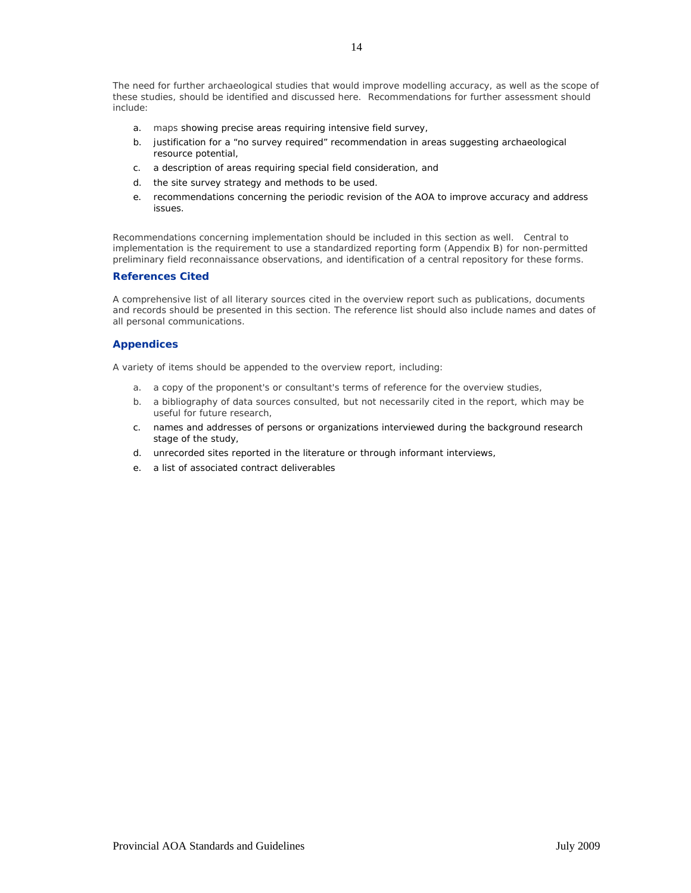The need for further archaeological studies that would improve modelling accuracy, as well as the scope of these studies, should be identified and discussed here. Recommendations for further assessment should include:

a. maps showing precise areas requiring intensive field survey,
b. justification for a "no survey required" recommendation in areas suggesting archaeological resource potential,
c. a description of areas requiring special field consideration, and
d. the site survey strategy and methods to be used.
e. recommendations concerning the periodic revision of the AOA to improve accuracy and address issues.

Recommendations concerning implementation should be included in this section as well. Central to implementation is the requirement to use a standardized reporting form (Appendix B) for non-permitted preliminary field reconnaissance observations, and identification of a central repository for these forms.

### References Cited

A comprehensive list of all literary sources cited in the overview report such as publications, documents and records should be presented in this section. The reference list should also include names and dates of all personal communications.

### Appendices

A variety of items should be appended to the overview report, including:

a. a copy of the proponent's or consultant's terms of reference for the overview studies,
b. a bibliography of data sources consulted, but not necessarily cited in the report, which may be useful for future research,
c. names and addresses of persons or organizations interviewed during the background research stage of the study,
d. unrecorded sites reported in the literature or through informant interviews,
e. a list of associated contract deliverables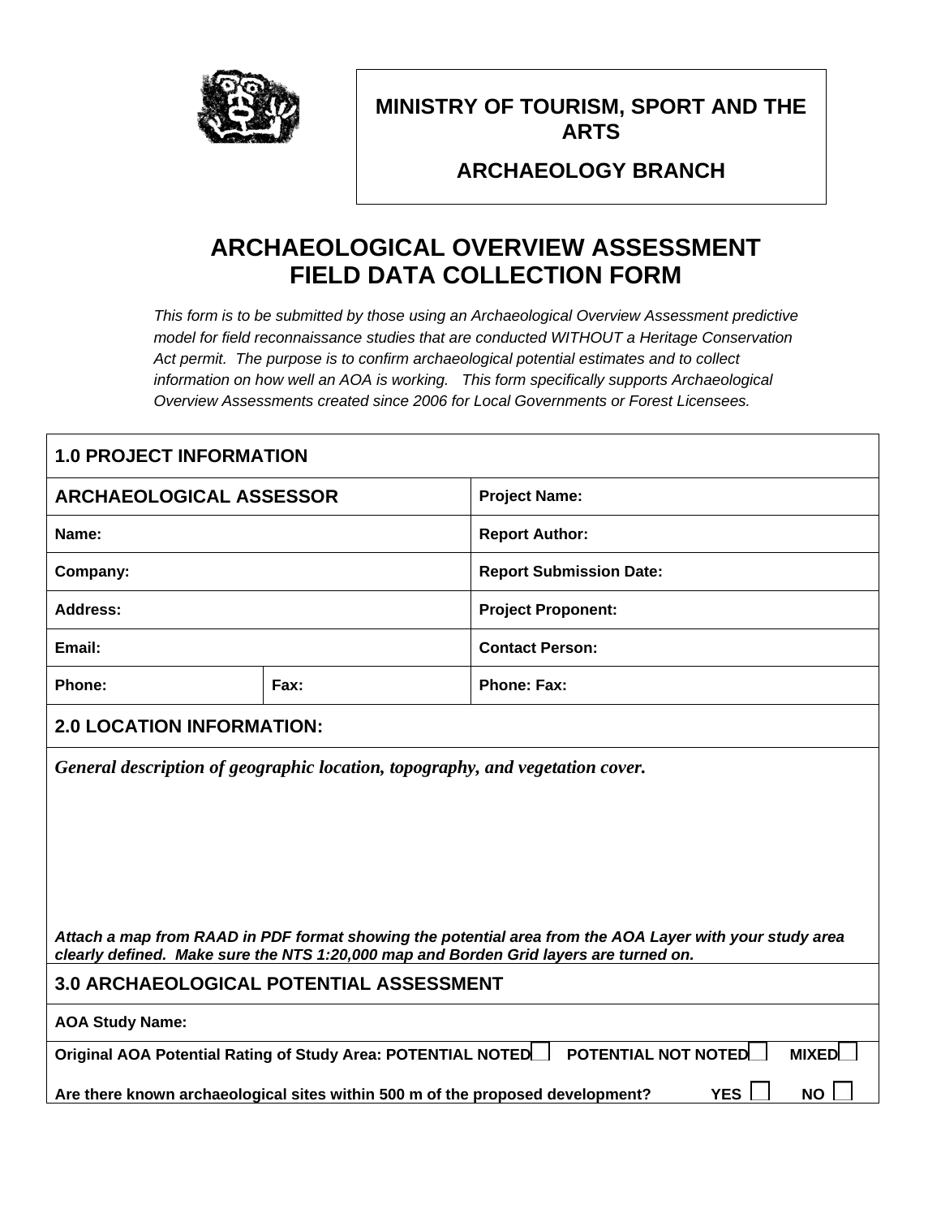**MINISTRY OF TOURISM, SPORT AND THE ARTS**

**ARCHAEOLOGY BRANCH**

# ARCHAEOLOGICAL OVERVIEW ASSESSMENT FIELD DATA COLLECTION FORM

*This form is to be submitted by those using an Archaeological Overview Assessment predictive model for field reconnaissance studies that are conducted WITHOUT a Heritage Conservation Act permit. The purpose is to confirm archaeological potential estimates and to collect information on how well an AOA is working. This form specifically supports Archaeological Overview Assessments created since 2006 for Local Governments or Forest Licensees.*

| **1.0 PROJECT INFORMATION** | | |
|---|---|---|
| **ARCHAEOLOGICAL ASSESSOR** | | **Project Name:** |
| **Name:** | | **Report Author:** |
| **Company:** | | **Report Submission Date:** |
| **Address:** | | **Project Proponent:** |
| **Email:** | | **Contact Person:** |
| **Phone:** | **Fax:** | **Phone: Fax:** |

**2.0 LOCATION INFORMATION:**

***General description of geographic location, topography, and vegetation cover.***

***Attach a map from RAAD in PDF format showing the potential area from the AOA Layer with your study area clearly defined. Make sure the NTS 1:20,000 map and Borden Grid layers are turned on.***

**3.0 ARCHAEOLOGICAL POTENTIAL ASSESSMENT**

**AOA Study Name:**

**Original AOA Potential Rating of Study Area: POTENTIAL NOTED** ☐ **POTENTIAL NOT NOTED** ☐ **MIXED** ☐

**Are there known archaeological sites within 500 m of the proposed development? YES** ☐ **NO** ☐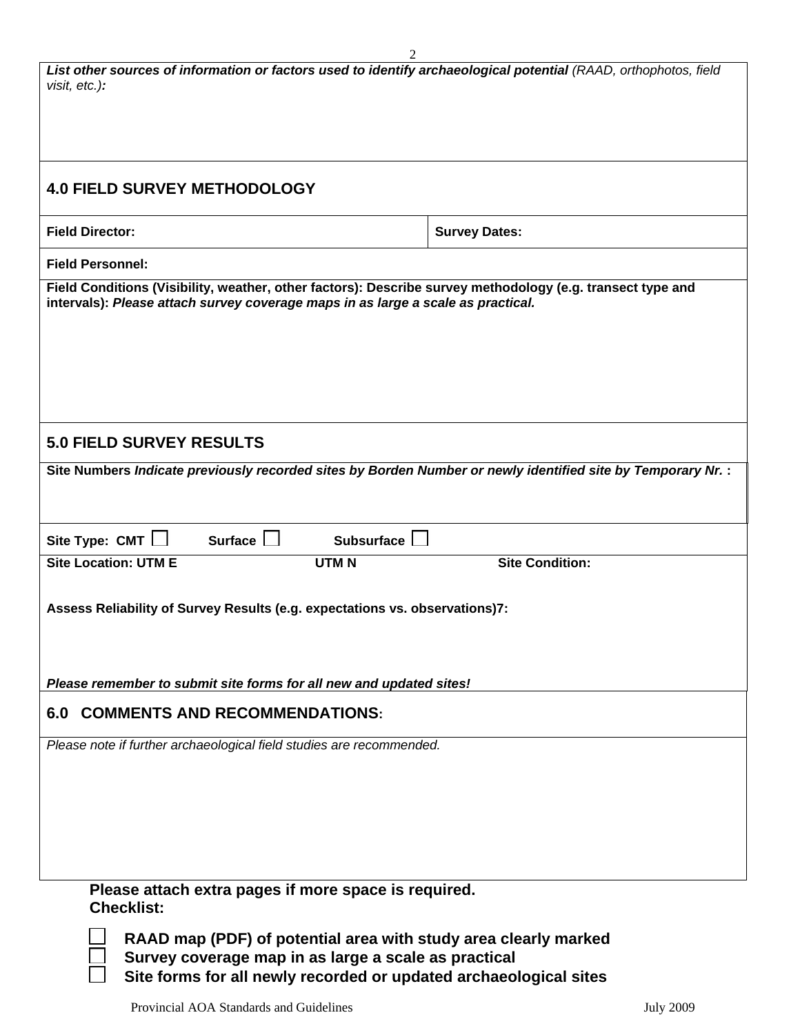***List other sources of information or factors used to identify archaeological potential*** *(RAAD, orthophotos, field visit, etc.)****:***

## 4.0 FIELD SURVEY METHODOLOGY

| **Field Director:** | **Survey Dates:** |
|---|---|

**Field Personnel:**

**Field Conditions (Visibility, weather, other factors): Describe survey methodology (e.g. transect type and intervals):** ***Please attach survey coverage maps in as large a scale as practical.***

## 5.0 FIELD SURVEY RESULTS

**Site Numbers** ***Indicate previously recorded sites by Borden Number or newly identified site by Temporary Nr.*** **:**

**Site Type: CMT ☐ Surface ☐ Subsurface ☐**

| **Site Location: UTM E** | **UTM N** | **Site Condition:** |
|---|---|---|

**Assess Reliability of Survey Results (e.g. expectations vs. observations)7:**

***Please remember to submit site forms for all new and updated sites!***

## 6.0 COMMENTS AND RECOMMENDATIONS:

*Please note if further archaeological field studies are recommended.*

**Please attach extra pages if more space is required.**
**Checklist:**

- ☐ **RAAD map (PDF) of potential area with study area clearly marked**
- ☐ **Survey coverage map in as large a scale as practical**
- ☐ **Site forms for all newly recorded or updated archaeological sites**